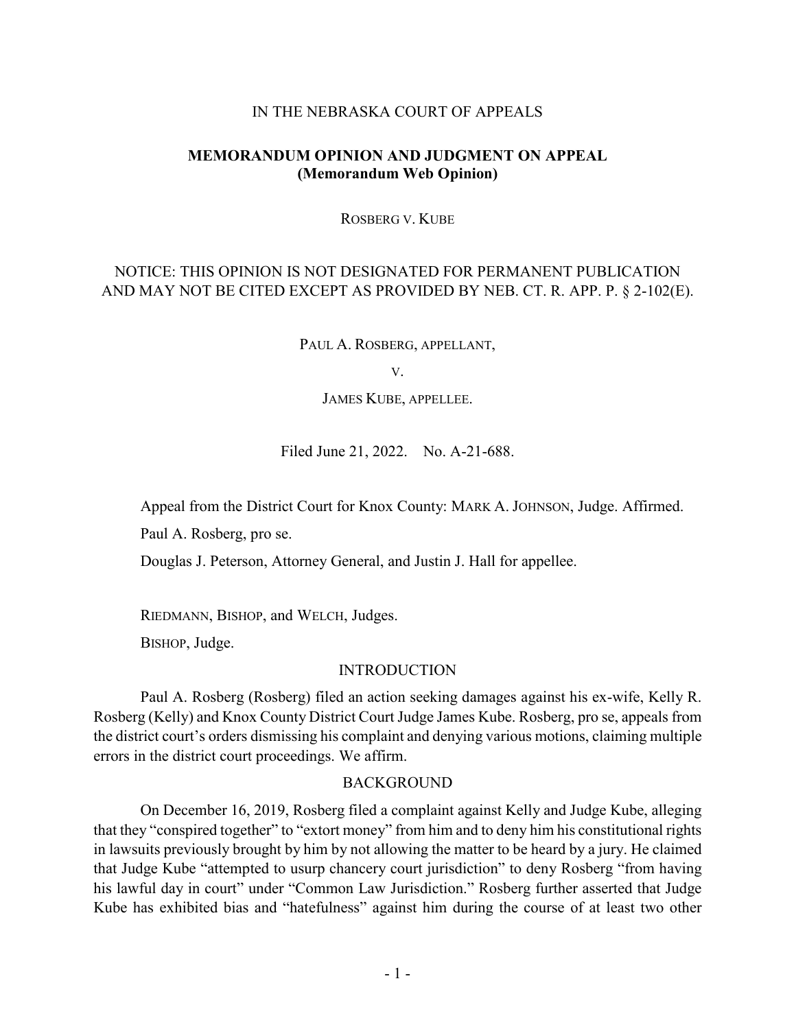IN THE NEBRASKA COURT OF APPEALS

**MEMORANDUM OPINION AND JUDGMENT ON APPEAL**
**(Memorandum Web Opinion)**

ROSBERG V. KUBE

NOTICE: THIS OPINION IS NOT DESIGNATED FOR PERMANENT PUBLICATION AND MAY NOT BE CITED EXCEPT AS PROVIDED BY NEB. CT. R. APP. P. § 2-102(E).

PAUL A. ROSBERG, APPELLANT,

V.

JAMES KUBE, APPELLEE.

Filed June 21, 2022. No. A-21-688.

Appeal from the District Court for Knox County: MARK A. JOHNSON, Judge. Affirmed.

Paul A. Rosberg, pro se.

Douglas J. Peterson, Attorney General, and Justin J. Hall for appellee.

RIEDMANN, BISHOP, and WELCH, Judges.

BISHOP, Judge.

## INTRODUCTION

Paul A. Rosberg (Rosberg) filed an action seeking damages against his ex-wife, Kelly R. Rosberg (Kelly) and Knox County District Court Judge James Kube. Rosberg, pro se, appeals from the district court's orders dismissing his complaint and denying various motions, claiming multiple errors in the district court proceedings. We affirm.

## BACKGROUND

On December 16, 2019, Rosberg filed a complaint against Kelly and Judge Kube, alleging that they "conspired together" to "extort money" from him and to deny him his constitutional rights in lawsuits previously brought by him by not allowing the matter to be heard by a jury. He claimed that Judge Kube "attempted to usurp chancery court jurisdiction" to deny Rosberg "from having his lawful day in court" under "Common Law Jurisdiction." Rosberg further asserted that Judge Kube has exhibited bias and "hatefulness" against him during the course of at least two other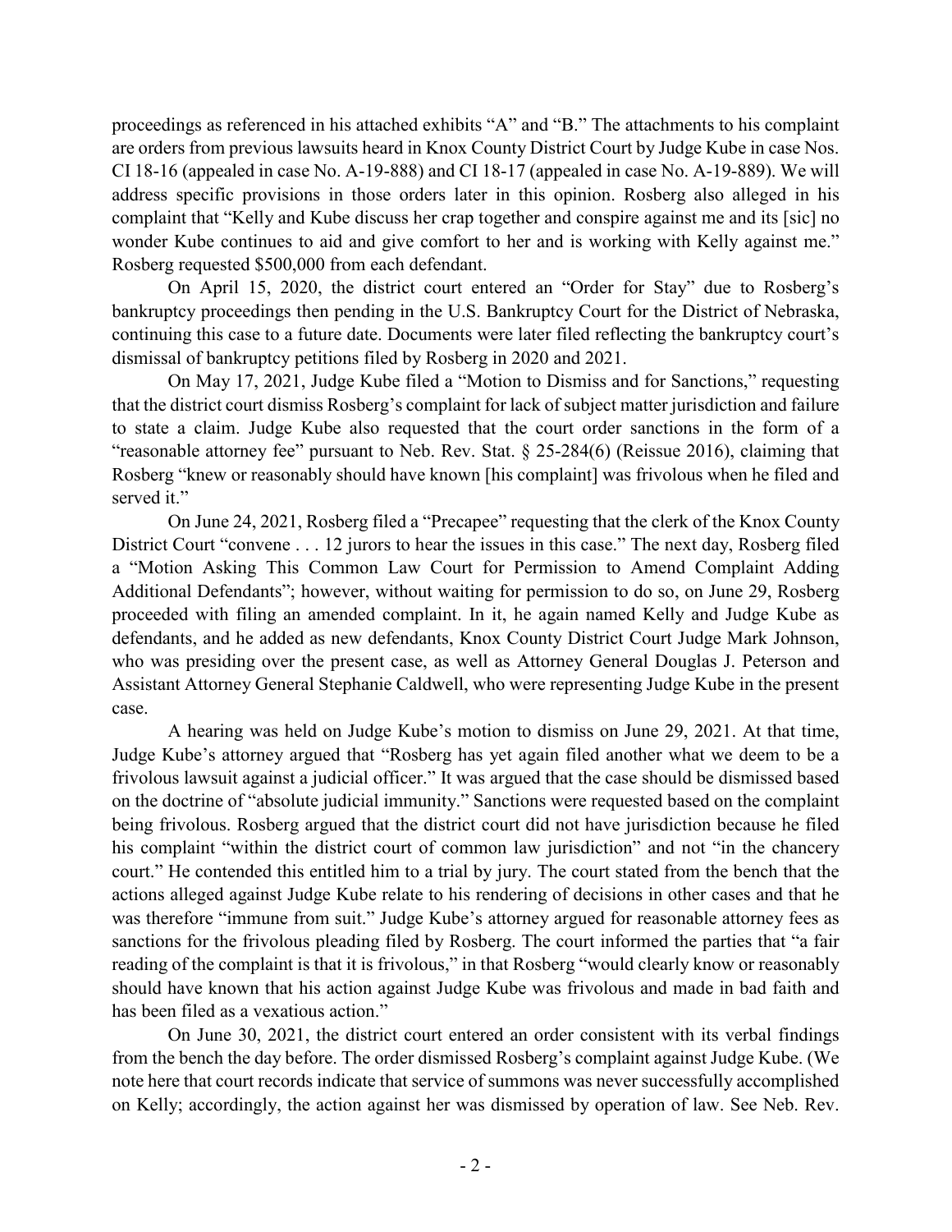proceedings as referenced in his attached exhibits "A" and "B." The attachments to his complaint are orders from previous lawsuits heard in Knox County District Court by Judge Kube in case Nos. CI 18-16 (appealed in case No. A-19-888) and CI 18-17 (appealed in case No. A-19-889). We will address specific provisions in those orders later in this opinion. Rosberg also alleged in his complaint that "Kelly and Kube discuss her crap together and conspire against me and its [sic] no wonder Kube continues to aid and give comfort to her and is working with Kelly against me." Rosberg requested $500,000 from each defendant.

On April 15, 2020, the district court entered an "Order for Stay" due to Rosberg's bankruptcy proceedings then pending in the U.S. Bankruptcy Court for the District of Nebraska, continuing this case to a future date. Documents were later filed reflecting the bankruptcy court's dismissal of bankruptcy petitions filed by Rosberg in 2020 and 2021.

On May 17, 2021, Judge Kube filed a "Motion to Dismiss and for Sanctions," requesting that the district court dismiss Rosberg's complaint for lack of subject matter jurisdiction and failure to state a claim. Judge Kube also requested that the court order sanctions in the form of a "reasonable attorney fee" pursuant to Neb. Rev. Stat. § 25-284(6) (Reissue 2016), claiming that Rosberg "knew or reasonably should have known [his complaint] was frivolous when he filed and served it."

On June 24, 2021, Rosberg filed a "Precapee" requesting that the clerk of the Knox County District Court "convene . . . 12 jurors to hear the issues in this case." The next day, Rosberg filed a "Motion Asking This Common Law Court for Permission to Amend Complaint Adding Additional Defendants"; however, without waiting for permission to do so, on June 29, Rosberg proceeded with filing an amended complaint. In it, he again named Kelly and Judge Kube as defendants, and he added as new defendants, Knox County District Court Judge Mark Johnson, who was presiding over the present case, as well as Attorney General Douglas J. Peterson and Assistant Attorney General Stephanie Caldwell, who were representing Judge Kube in the present case.

A hearing was held on Judge Kube's motion to dismiss on June 29, 2021. At that time, Judge Kube's attorney argued that "Rosberg has yet again filed another what we deem to be a frivolous lawsuit against a judicial officer." It was argued that the case should be dismissed based on the doctrine of "absolute judicial immunity." Sanctions were requested based on the complaint being frivolous. Rosberg argued that the district court did not have jurisdiction because he filed his complaint "within the district court of common law jurisdiction" and not "in the chancery court." He contended this entitled him to a trial by jury. The court stated from the bench that the actions alleged against Judge Kube relate to his rendering of decisions in other cases and that he was therefore "immune from suit." Judge Kube's attorney argued for reasonable attorney fees as sanctions for the frivolous pleading filed by Rosberg. The court informed the parties that "a fair reading of the complaint is that it is frivolous," in that Rosberg "would clearly know or reasonably should have known that his action against Judge Kube was frivolous and made in bad faith and has been filed as a vexatious action."

On June 30, 2021, the district court entered an order consistent with its verbal findings from the bench the day before. The order dismissed Rosberg's complaint against Judge Kube. (We note here that court records indicate that service of summons was never successfully accomplished on Kelly; accordingly, the action against her was dismissed by operation of law. See Neb. Rev.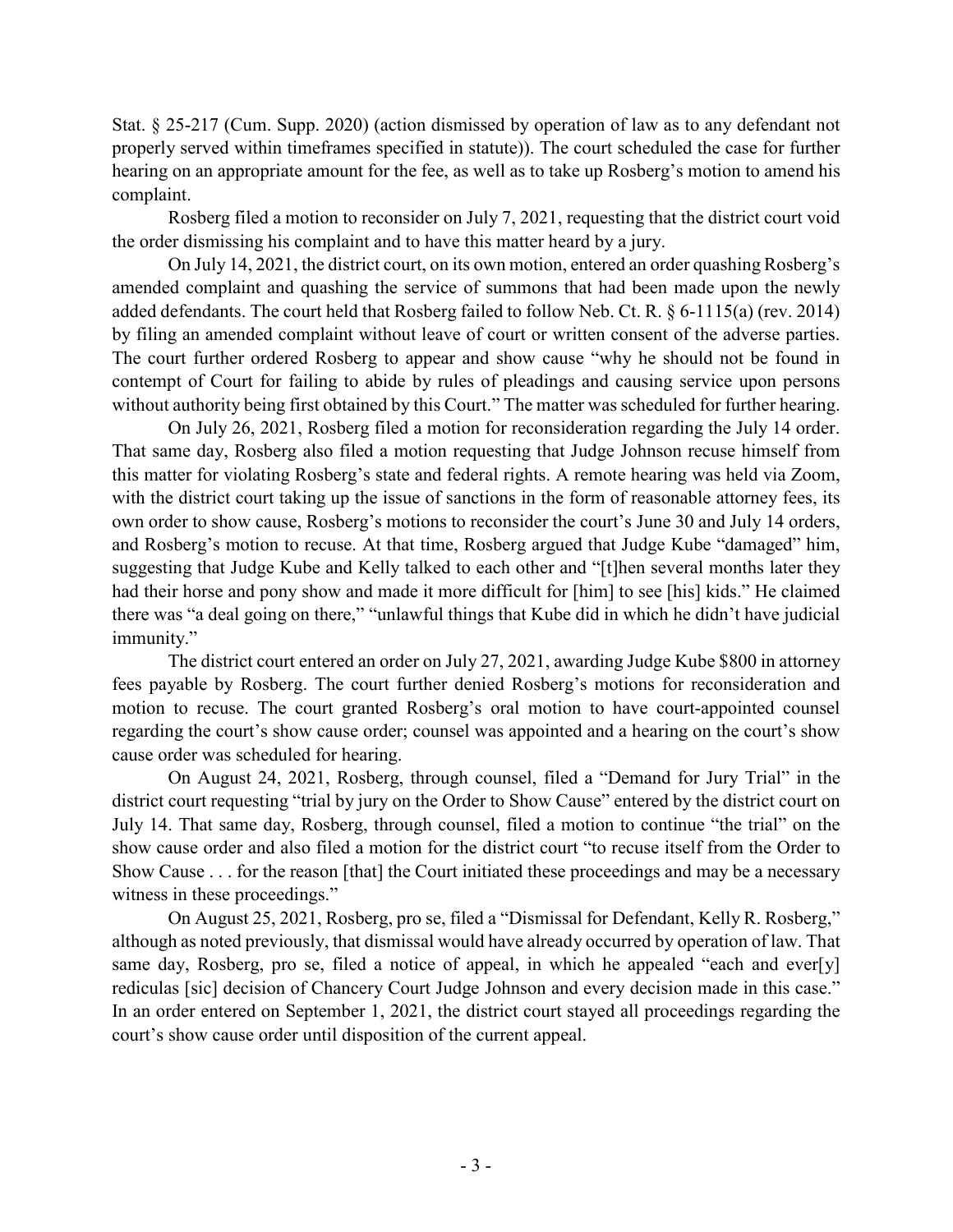Stat. § 25-217 (Cum. Supp. 2020) (action dismissed by operation of law as to any defendant not properly served within timeframes specified in statute)). The court scheduled the case for further hearing on an appropriate amount for the fee, as well as to take up Rosberg's motion to amend his complaint.

Rosberg filed a motion to reconsider on July 7, 2021, requesting that the district court void the order dismissing his complaint and to have this matter heard by a jury.

On July 14, 2021, the district court, on its own motion, entered an order quashing Rosberg's amended complaint and quashing the service of summons that had been made upon the newly added defendants. The court held that Rosberg failed to follow Neb. Ct. R. § 6-1115(a) (rev. 2014) by filing an amended complaint without leave of court or written consent of the adverse parties. The court further ordered Rosberg to appear and show cause "why he should not be found in contempt of Court for failing to abide by rules of pleadings and causing service upon persons without authority being first obtained by this Court." The matter was scheduled for further hearing.

On July 26, 2021, Rosberg filed a motion for reconsideration regarding the July 14 order. That same day, Rosberg also filed a motion requesting that Judge Johnson recuse himself from this matter for violating Rosberg's state and federal rights. A remote hearing was held via Zoom, with the district court taking up the issue of sanctions in the form of reasonable attorney fees, its own order to show cause, Rosberg's motions to reconsider the court's June 30 and July 14 orders, and Rosberg's motion to recuse. At that time, Rosberg argued that Judge Kube "damaged" him, suggesting that Judge Kube and Kelly talked to each other and "[t]hen several months later they had their horse and pony show and made it more difficult for [him] to see [his] kids." He claimed there was "a deal going on there," "unlawful things that Kube did in which he didn't have judicial immunity."

The district court entered an order on July 27, 2021, awarding Judge Kube $800 in attorney fees payable by Rosberg. The court further denied Rosberg's motions for reconsideration and motion to recuse. The court granted Rosberg's oral motion to have court-appointed counsel regarding the court's show cause order; counsel was appointed and a hearing on the court's show cause order was scheduled for hearing.

On August 24, 2021, Rosberg, through counsel, filed a "Demand for Jury Trial" in the district court requesting "trial by jury on the Order to Show Cause" entered by the district court on July 14. That same day, Rosberg, through counsel, filed a motion to continue "the trial" on the show cause order and also filed a motion for the district court "to recuse itself from the Order to Show Cause . . . for the reason [that] the Court initiated these proceedings and may be a necessary witness in these proceedings."

On August 25, 2021, Rosberg, pro se, filed a "Dismissal for Defendant, Kelly R. Rosberg," although as noted previously, that dismissal would have already occurred by operation of law. That same day, Rosberg, pro se, filed a notice of appeal, in which he appealed "each and ever[y] rediculas [sic] decision of Chancery Court Judge Johnson and every decision made in this case." In an order entered on September 1, 2021, the district court stayed all proceedings regarding the court's show cause order until disposition of the current appeal.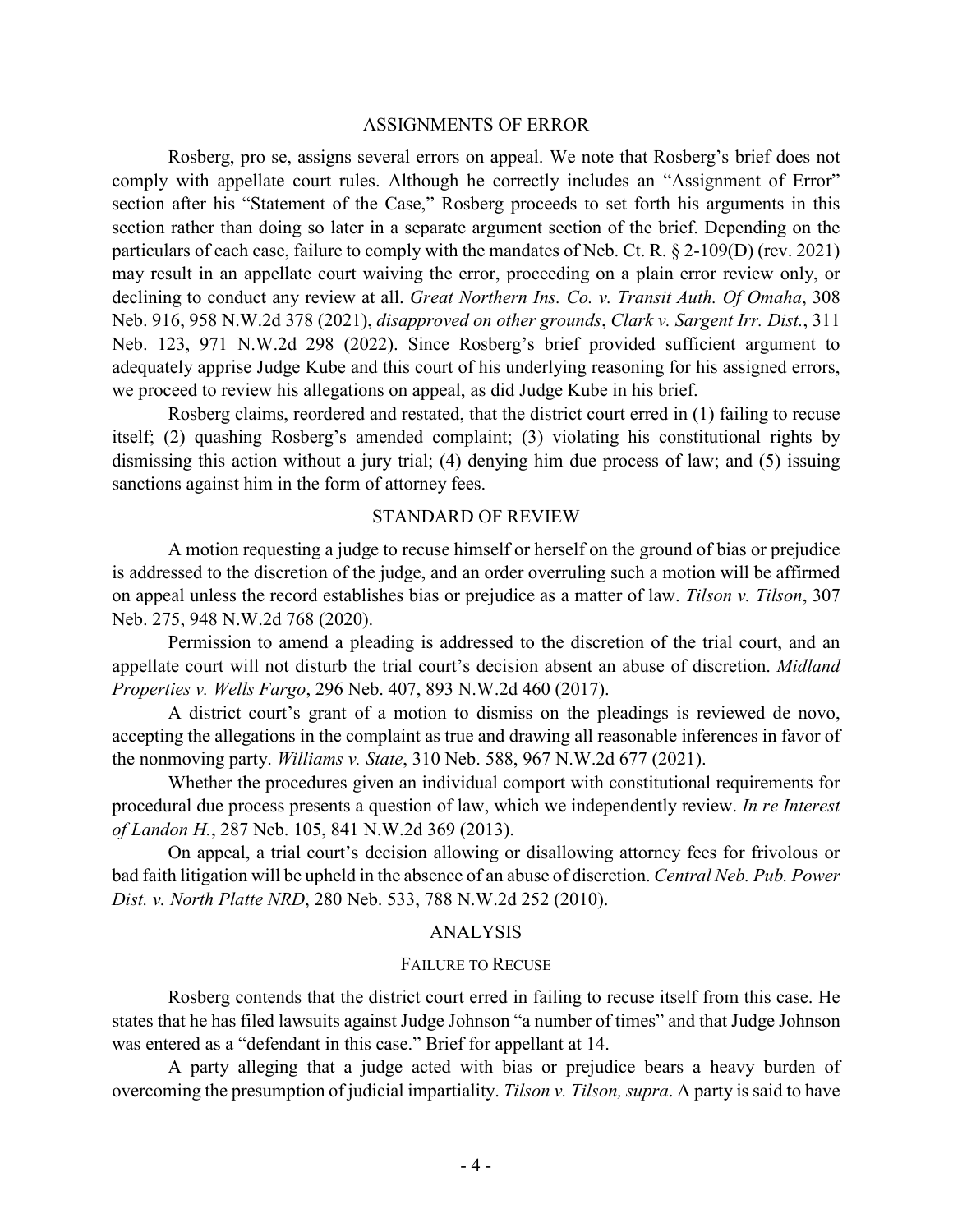## ASSIGNMENTS OF ERROR

Rosberg, pro se, assigns several errors on appeal. We note that Rosberg's brief does not comply with appellate court rules. Although he correctly includes an "Assignment of Error" section after his "Statement of the Case," Rosberg proceeds to set forth his arguments in this section rather than doing so later in a separate argument section of the brief. Depending on the particulars of each case, failure to comply with the mandates of Neb. Ct. R. § 2-109(D) (rev. 2021) may result in an appellate court waiving the error, proceeding on a plain error review only, or declining to conduct any review at all. *Great Northern Ins. Co. v. Transit Auth. Of Omaha*, 308 Neb. 916, 958 N.W.2d 378 (2021), *disapproved on other grounds*, *Clark v. Sargent Irr. Dist.*, 311 Neb. 123, 971 N.W.2d 298 (2022). Since Rosberg's brief provided sufficient argument to adequately apprise Judge Kube and this court of his underlying reasoning for his assigned errors, we proceed to review his allegations on appeal, as did Judge Kube in his brief.

Rosberg claims, reordered and restated, that the district court erred in (1) failing to recuse itself; (2) quashing Rosberg's amended complaint; (3) violating his constitutional rights by dismissing this action without a jury trial; (4) denying him due process of law; and (5) issuing sanctions against him in the form of attorney fees.

## STANDARD OF REVIEW

A motion requesting a judge to recuse himself or herself on the ground of bias or prejudice is addressed to the discretion of the judge, and an order overruling such a motion will be affirmed on appeal unless the record establishes bias or prejudice as a matter of law. *Tilson v. Tilson*, 307 Neb. 275, 948 N.W.2d 768 (2020).

Permission to amend a pleading is addressed to the discretion of the trial court, and an appellate court will not disturb the trial court's decision absent an abuse of discretion. *Midland Properties v. Wells Fargo*, 296 Neb. 407, 893 N.W.2d 460 (2017).

A district court's grant of a motion to dismiss on the pleadings is reviewed de novo, accepting the allegations in the complaint as true and drawing all reasonable inferences in favor of the nonmoving party. *Williams v. State*, 310 Neb. 588, 967 N.W.2d 677 (2021).

Whether the procedures given an individual comport with constitutional requirements for procedural due process presents a question of law, which we independently review. *In re Interest of Landon H.*, 287 Neb. 105, 841 N.W.2d 369 (2013).

On appeal, a trial court's decision allowing or disallowing attorney fees for frivolous or bad faith litigation will be upheld in the absence of an abuse of discretion. *Central Neb. Pub. Power Dist. v. North Platte NRD*, 280 Neb. 533, 788 N.W.2d 252 (2010).

## ANALYSIS

### FAILURE TO RECUSE

Rosberg contends that the district court erred in failing to recuse itself from this case. He states that he has filed lawsuits against Judge Johnson "a number of times" and that Judge Johnson was entered as a "defendant in this case." Brief for appellant at 14.

A party alleging that a judge acted with bias or prejudice bears a heavy burden of overcoming the presumption of judicial impartiality. *Tilson v. Tilson, supra*. A party is said to have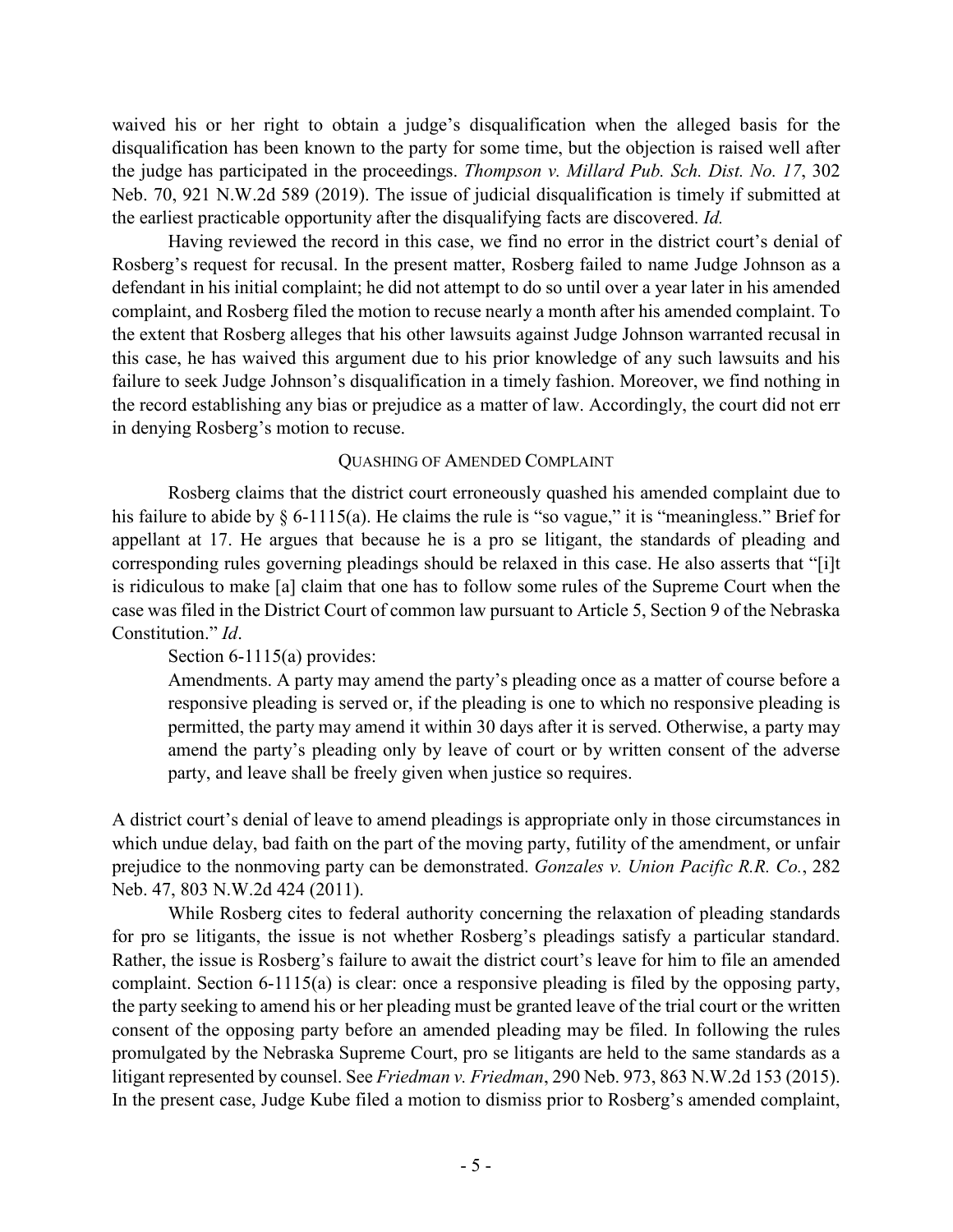waived his or her right to obtain a judge's disqualification when the alleged basis for the disqualification has been known to the party for some time, but the objection is raised well after the judge has participated in the proceedings. *Thompson v. Millard Pub. Sch. Dist. No. 17*, 302 Neb. 70, 921 N.W.2d 589 (2019). The issue of judicial disqualification is timely if submitted at the earliest practicable opportunity after the disqualifying facts are discovered. *Id.*

Having reviewed the record in this case, we find no error in the district court's denial of Rosberg's request for recusal. In the present matter, Rosberg failed to name Judge Johnson as a defendant in his initial complaint; he did not attempt to do so until over a year later in his amended complaint, and Rosberg filed the motion to recuse nearly a month after his amended complaint. To the extent that Rosberg alleges that his other lawsuits against Judge Johnson warranted recusal in this case, he has waived this argument due to his prior knowledge of any such lawsuits and his failure to seek Judge Johnson's disqualification in a timely fashion. Moreover, we find nothing in the record establishing any bias or prejudice as a matter of law. Accordingly, the court did not err in denying Rosberg's motion to recuse.

## QUASHING OF AMENDED COMPLAINT

Rosberg claims that the district court erroneously quashed his amended complaint due to his failure to abide by § 6-1115(a). He claims the rule is "so vague," it is "meaningless." Brief for appellant at 17. He argues that because he is a pro se litigant, the standards of pleading and corresponding rules governing pleadings should be relaxed in this case. He also asserts that "[i]t is ridiculous to make [a] claim that one has to follow some rules of the Supreme Court when the case was filed in the District Court of common law pursuant to Article 5, Section 9 of the Nebraska Constitution." *Id*.

Section 6-1115(a) provides:

> Amendments. A party may amend the party's pleading once as a matter of course before a responsive pleading is served or, if the pleading is one to which no responsive pleading is permitted, the party may amend it within 30 days after it is served. Otherwise, a party may amend the party's pleading only by leave of court or by written consent of the adverse party, and leave shall be freely given when justice so requires.

A district court's denial of leave to amend pleadings is appropriate only in those circumstances in which undue delay, bad faith on the part of the moving party, futility of the amendment, or unfair prejudice to the nonmoving party can be demonstrated. *Gonzales v. Union Pacific R.R. Co.*, 282 Neb. 47, 803 N.W.2d 424 (2011).

While Rosberg cites to federal authority concerning the relaxation of pleading standards for pro se litigants, the issue is not whether Rosberg's pleadings satisfy a particular standard. Rather, the issue is Rosberg's failure to await the district court's leave for him to file an amended complaint. Section 6-1115(a) is clear: once a responsive pleading is filed by the opposing party, the party seeking to amend his or her pleading must be granted leave of the trial court or the written consent of the opposing party before an amended pleading may be filed. In following the rules promulgated by the Nebraska Supreme Court, pro se litigants are held to the same standards as a litigant represented by counsel. See *Friedman v. Friedman*, 290 Neb. 973, 863 N.W.2d 153 (2015). In the present case, Judge Kube filed a motion to dismiss prior to Rosberg's amended complaint,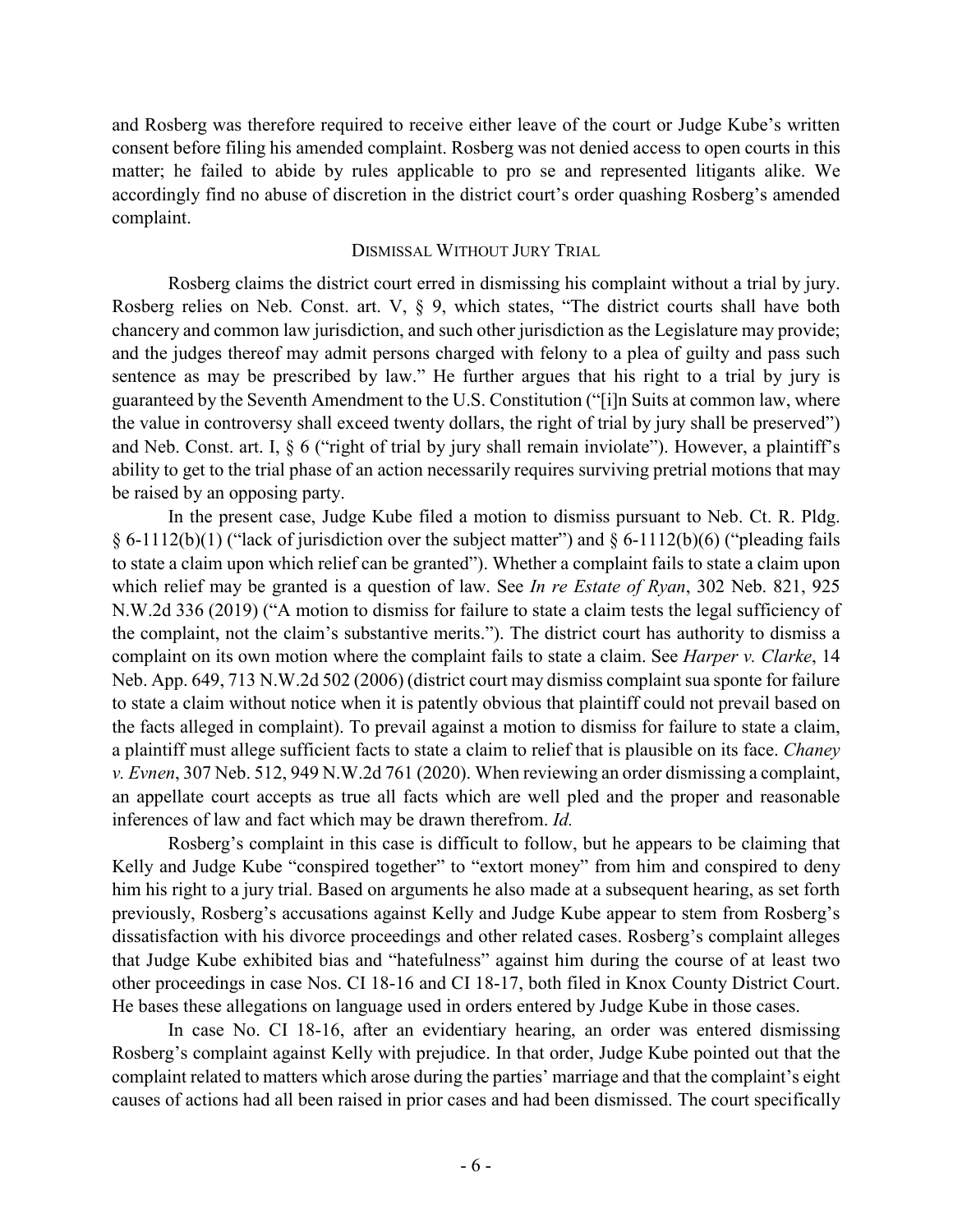and Rosberg was therefore required to receive either leave of the court or Judge Kube's written consent before filing his amended complaint. Rosberg was not denied access to open courts in this matter; he failed to abide by rules applicable to pro se and represented litigants alike. We accordingly find no abuse of discretion in the district court's order quashing Rosberg's amended complaint.

### DISMISSAL WITHOUT JURY TRIAL

Rosberg claims the district court erred in dismissing his complaint without a trial by jury. Rosberg relies on Neb. Const. art. V, § 9, which states, "The district courts shall have both chancery and common law jurisdiction, and such other jurisdiction as the Legislature may provide; and the judges thereof may admit persons charged with felony to a plea of guilty and pass such sentence as may be prescribed by law." He further argues that his right to a trial by jury is guaranteed by the Seventh Amendment to the U.S. Constitution ("[i]n Suits at common law, where the value in controversy shall exceed twenty dollars, the right of trial by jury shall be preserved") and Neb. Const. art. I, § 6 ("right of trial by jury shall remain inviolate"). However, a plaintiff's ability to get to the trial phase of an action necessarily requires surviving pretrial motions that may be raised by an opposing party.

In the present case, Judge Kube filed a motion to dismiss pursuant to Neb. Ct. R. Pldg. § 6-1112(b)(1) ("lack of jurisdiction over the subject matter") and § 6-1112(b)(6) ("pleading fails to state a claim upon which relief can be granted"). Whether a complaint fails to state a claim upon which relief may be granted is a question of law. See *In re Estate of Ryan*, 302 Neb. 821, 925 N.W.2d 336 (2019) ("A motion to dismiss for failure to state a claim tests the legal sufficiency of the complaint, not the claim's substantive merits."). The district court has authority to dismiss a complaint on its own motion where the complaint fails to state a claim. See *Harper v. Clarke*, 14 Neb. App. 649, 713 N.W.2d 502 (2006) (district court may dismiss complaint sua sponte for failure to state a claim without notice when it is patently obvious that plaintiff could not prevail based on the facts alleged in complaint). To prevail against a motion to dismiss for failure to state a claim, a plaintiff must allege sufficient facts to state a claim to relief that is plausible on its face. *Chaney v. Evnen*, 307 Neb. 512, 949 N.W.2d 761 (2020). When reviewing an order dismissing a complaint, an appellate court accepts as true all facts which are well pled and the proper and reasonable inferences of law and fact which may be drawn therefrom. *Id.*

Rosberg's complaint in this case is difficult to follow, but he appears to be claiming that Kelly and Judge Kube "conspired together" to "extort money" from him and conspired to deny him his right to a jury trial. Based on arguments he also made at a subsequent hearing, as set forth previously, Rosberg's accusations against Kelly and Judge Kube appear to stem from Rosberg's dissatisfaction with his divorce proceedings and other related cases. Rosberg's complaint alleges that Judge Kube exhibited bias and "hatefulness" against him during the course of at least two other proceedings in case Nos. CI 18-16 and CI 18-17, both filed in Knox County District Court. He bases these allegations on language used in orders entered by Judge Kube in those cases.

In case No. CI 18-16, after an evidentiary hearing, an order was entered dismissing Rosberg's complaint against Kelly with prejudice. In that order, Judge Kube pointed out that the complaint related to matters which arose during the parties' marriage and that the complaint's eight causes of actions had all been raised in prior cases and had been dismissed. The court specifically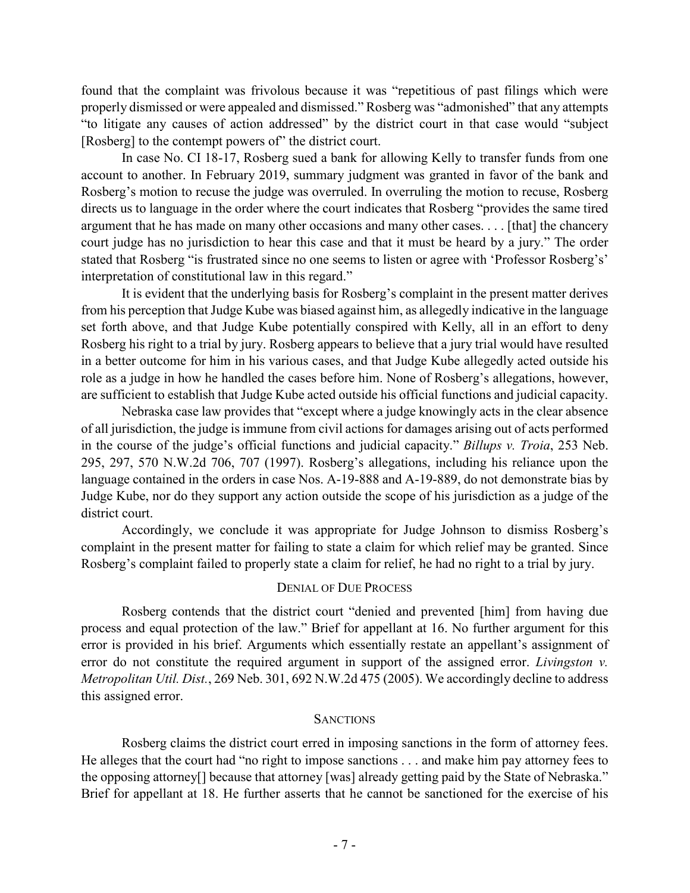found that the complaint was frivolous because it was "repetitious of past filings which were properly dismissed or were appealed and dismissed." Rosberg was "admonished" that any attempts "to litigate any causes of action addressed" by the district court in that case would "subject [Rosberg] to the contempt powers of" the district court.

In case No. CI 18-17, Rosberg sued a bank for allowing Kelly to transfer funds from one account to another. In February 2019, summary judgment was granted in favor of the bank and Rosberg's motion to recuse the judge was overruled. In overruling the motion to recuse, Rosberg directs us to language in the order where the court indicates that Rosberg "provides the same tired argument that he has made on many other occasions and many other cases. . . . [that] the chancery court judge has no jurisdiction to hear this case and that it must be heard by a jury." The order stated that Rosberg "is frustrated since no one seems to listen or agree with 'Professor Rosberg's' interpretation of constitutional law in this regard."

It is evident that the underlying basis for Rosberg's complaint in the present matter derives from his perception that Judge Kube was biased against him, as allegedly indicative in the language set forth above, and that Judge Kube potentially conspired with Kelly, all in an effort to deny Rosberg his right to a trial by jury. Rosberg appears to believe that a jury trial would have resulted in a better outcome for him in his various cases, and that Judge Kube allegedly acted outside his role as a judge in how he handled the cases before him. None of Rosberg's allegations, however, are sufficient to establish that Judge Kube acted outside his official functions and judicial capacity.

Nebraska case law provides that "except where a judge knowingly acts in the clear absence of all jurisdiction, the judge is immune from civil actions for damages arising out of acts performed in the course of the judge's official functions and judicial capacity." *Billups v. Troia*, 253 Neb. 295, 297, 570 N.W.2d 706, 707 (1997). Rosberg's allegations, including his reliance upon the language contained in the orders in case Nos. A-19-888 and A-19-889, do not demonstrate bias by Judge Kube, nor do they support any action outside the scope of his jurisdiction as a judge of the district court.

Accordingly, we conclude it was appropriate for Judge Johnson to dismiss Rosberg's complaint in the present matter for failing to state a claim for which relief may be granted. Since Rosberg's complaint failed to properly state a claim for relief, he had no right to a trial by jury.

### DENIAL OF DUE PROCESS

Rosberg contends that the district court "denied and prevented [him] from having due process and equal protection of the law." Brief for appellant at 16. No further argument for this error is provided in his brief. Arguments which essentially restate an appellant's assignment of error do not constitute the required argument in support of the assigned error. *Livingston v. Metropolitan Util. Dist.*, 269 Neb. 301, 692 N.W.2d 475 (2005). We accordingly decline to address this assigned error.

### SANCTIONS

Rosberg claims the district court erred in imposing sanctions in the form of attorney fees. He alleges that the court had "no right to impose sanctions . . . and make him pay attorney fees to the opposing attorney[] because that attorney [was] already getting paid by the State of Nebraska." Brief for appellant at 18. He further asserts that he cannot be sanctioned for the exercise of his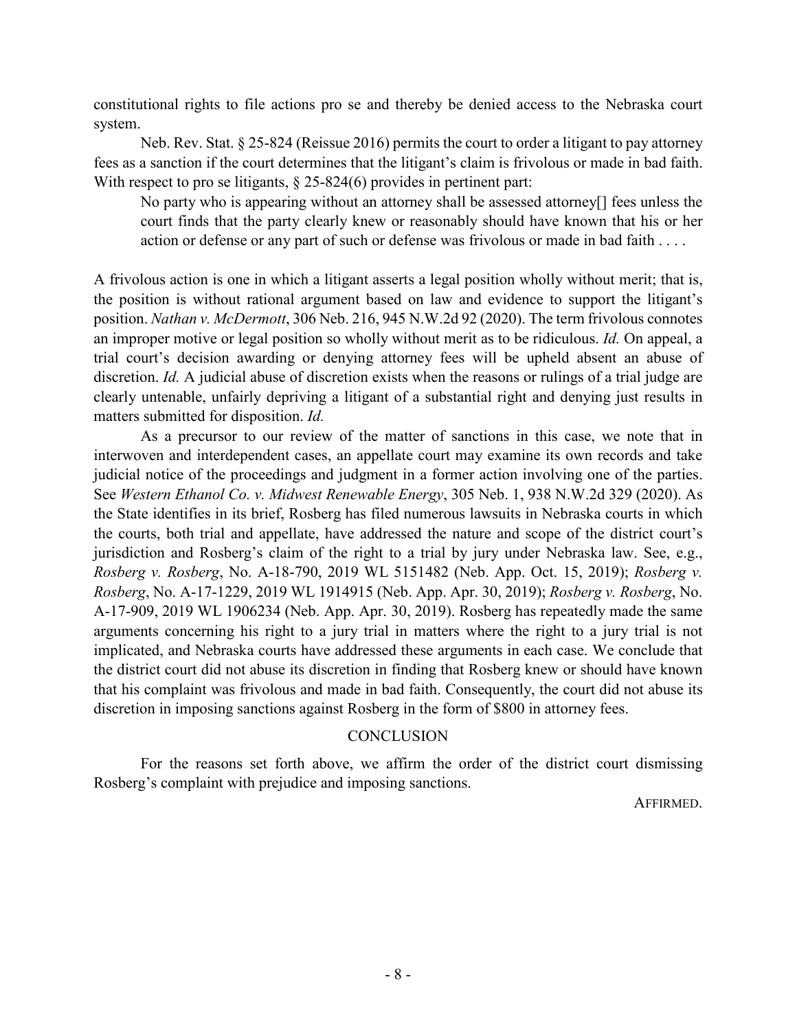constitutional rights to file actions pro se and thereby be denied access to the Nebraska court system.

Neb. Rev. Stat. § 25-824 (Reissue 2016) permits the court to order a litigant to pay attorney fees as a sanction if the court determines that the litigant's claim is frivolous or made in bad faith. With respect to pro se litigants, § 25-824(6) provides in pertinent part:

> No party who is appearing without an attorney shall be assessed attorney[] fees unless the court finds that the party clearly knew or reasonably should have known that his or her action or defense or any part of such or defense was frivolous or made in bad faith . . . .

A frivolous action is one in which a litigant asserts a legal position wholly without merit; that is, the position is without rational argument based on law and evidence to support the litigant's position. *Nathan v. McDermott*, 306 Neb. 216, 945 N.W.2d 92 (2020). The term frivolous connotes an improper motive or legal position so wholly without merit as to be ridiculous. *Id.* On appeal, a trial court's decision awarding or denying attorney fees will be upheld absent an abuse of discretion. *Id.* A judicial abuse of discretion exists when the reasons or rulings of a trial judge are clearly untenable, unfairly depriving a litigant of a substantial right and denying just results in matters submitted for disposition. *Id.*

As a precursor to our review of the matter of sanctions in this case, we note that in interwoven and interdependent cases, an appellate court may examine its own records and take judicial notice of the proceedings and judgment in a former action involving one of the parties. See *Western Ethanol Co. v. Midwest Renewable Energy*, 305 Neb. 1, 938 N.W.2d 329 (2020). As the State identifies in its brief, Rosberg has filed numerous lawsuits in Nebraska courts in which the courts, both trial and appellate, have addressed the nature and scope of the district court's jurisdiction and Rosberg's claim of the right to a trial by jury under Nebraska law. See, e.g., *Rosberg v. Rosberg*, No. A-18-790, 2019 WL 5151482 (Neb. App. Oct. 15, 2019); *Rosberg v. Rosberg*, No. A-17-1229, 2019 WL 1914915 (Neb. App. Apr. 30, 2019); *Rosberg v. Rosberg*, No. A-17-909, 2019 WL 1906234 (Neb. App. Apr. 30, 2019). Rosberg has repeatedly made the same arguments concerning his right to a jury trial in matters where the right to a jury trial is not implicated, and Nebraska courts have addressed these arguments in each case. We conclude that the district court did not abuse its discretion in finding that Rosberg knew or should have known that his complaint was frivolous and made in bad faith. Consequently, the court did not abuse its discretion in imposing sanctions against Rosberg in the form of $800 in attorney fees.

## CONCLUSION

For the reasons set forth above, we affirm the order of the district court dismissing Rosberg's complaint with prejudice and imposing sanctions.

AFFIRMED.